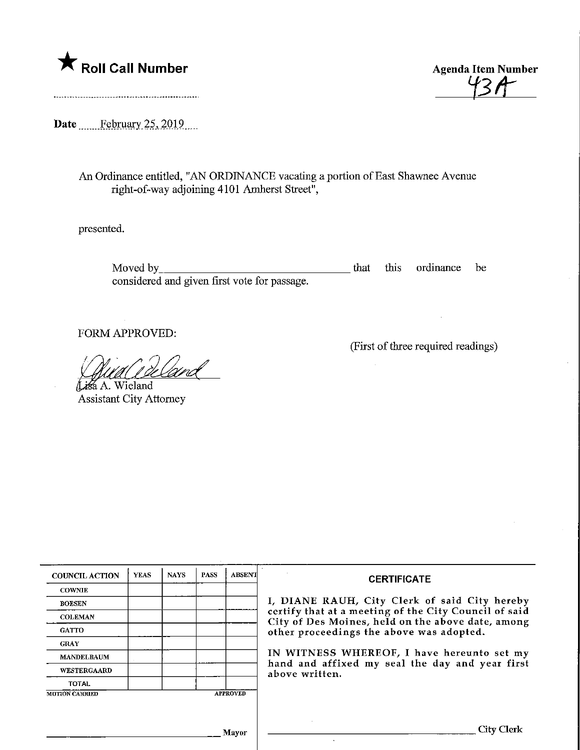★ **Roll Call Number**

**Agenda Item Number**
43A

**Date** February 25, 2019

An Ordinance entitled, "AN ORDINANCE vacating a portion of East Shawnee Avenue right-of-way adjoining 4101 Amherst Street",

presented.

Moved by ________________________________ that this ordinance be considered and given first vote for passage.

FORM APPROVED:

(First of three required readings)

Lisa A. Wieland
Assistant City Attorney

| COUNCIL ACTION | YEAS | NAYS | PASS | ABSENT |
|---|---|---|---|---|
| COWNIE | | | | |
| BOESEN | | | | |
| COLEMAN | | | | |
| GATTO | | | | |
| GRAY | | | | |
| MANDELBAUM | | | | |
| WESTERGAARD | | | | |
| TOTAL | | | | |
| MOTION CARRIED | | | | APPROVED |

________________________________ Mayor

**CERTIFICATE**

I, DIANE RAUH, City Clerk of said City hereby certify that at a meeting of the City Council of said City of Des Moines, held on the above date, among other proceedings the above was adopted.

IN WITNESS WHEREOF, I have hereunto set my hand and affixed my seal the day and year first above written.

________________________________ City Clerk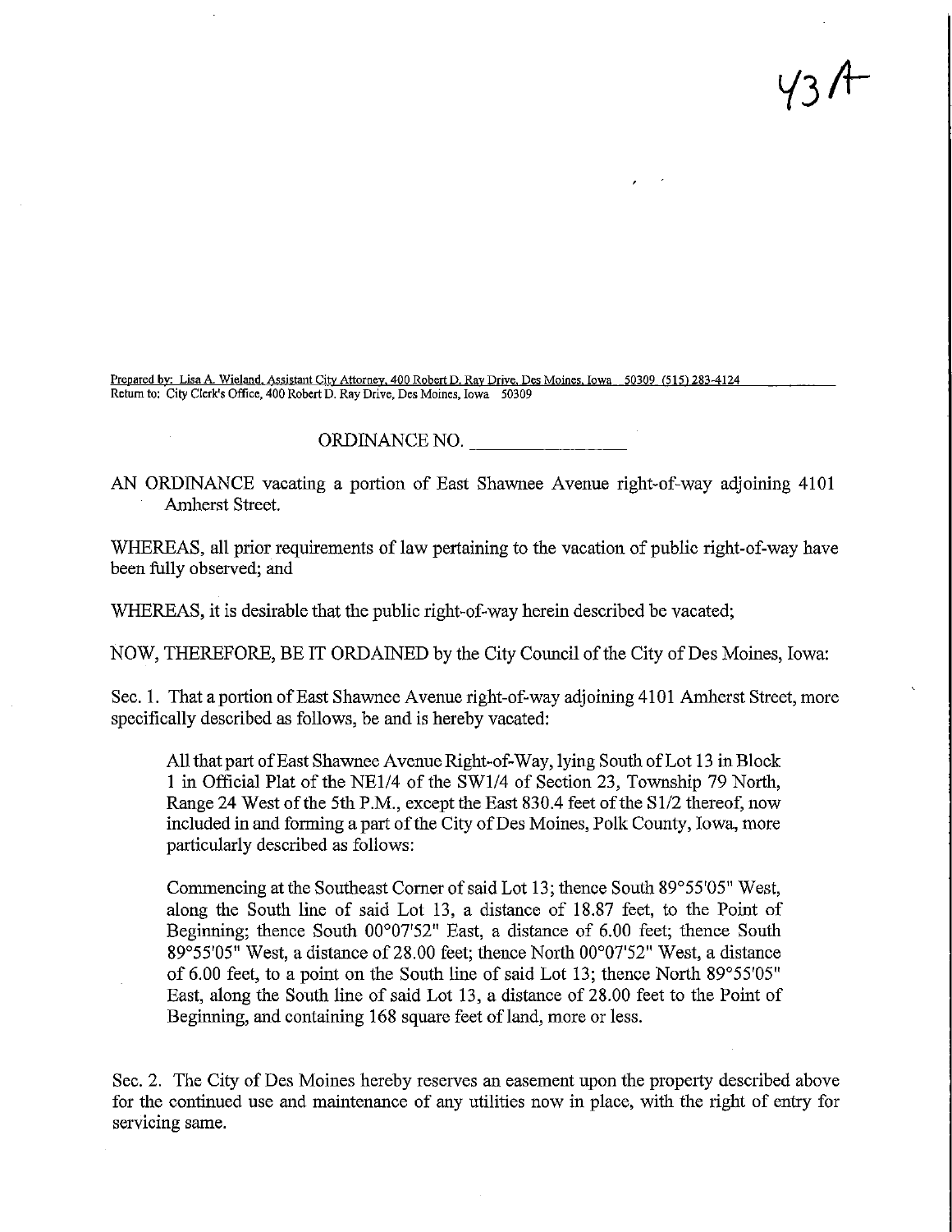43A

Prepared by: Lisa A. Wieland, Assistant City Attorney, 400 Robert D. Ray Drive, Des Moines, Iowa 50309 (515) 283-4124
Return to: City Clerk's Office, 400 Robert D. Ray Drive, Des Moines, Iowa 50309

ORDINANCE NO. _______________

AN ORDINANCE vacating a portion of East Shawnee Avenue right-of-way adjoining 4101 Amherst Street.

WHEREAS, all prior requirements of law pertaining to the vacation of public right-of-way have been fully observed; and

WHEREAS, it is desirable that the public right-of-way herein described be vacated;

NOW, THEREFORE, BE IT ORDAINED by the City Council of the City of Des Moines, Iowa:

Sec. 1. That a portion of East Shawnee Avenue right-of-way adjoining 4101 Amherst Street, more specifically described as follows, be and is hereby vacated:

> All that part of East Shawnee Avenue Right-of-Way, lying South of Lot 13 in Block 1 in Official Plat of the NE1/4 of the SW1/4 of Section 23, Township 79 North, Range 24 West of the 5th P.M., except the East 830.4 feet of the S1/2 thereof, now included in and forming a part of the City of Des Moines, Polk County, Iowa, more particularly described as follows:
>
> Commencing at the Southeast Corner of said Lot 13; thence South 89°55'05" West, along the South line of said Lot 13, a distance of 18.87 feet, to the Point of Beginning; thence South 00°07'52" East, a distance of 6.00 feet; thence South 89°55'05" West, a distance of 28.00 feet; thence North 00°07'52" West, a distance of 6.00 feet, to a point on the South line of said Lot 13; thence North 89°55'05" East, along the South line of said Lot 13, a distance of 28.00 feet to the Point of Beginning, and containing 168 square feet of land, more or less.

Sec. 2. The City of Des Moines hereby reserves an easement upon the property described above for the continued use and maintenance of any utilities now in place, with the right of entry for servicing same.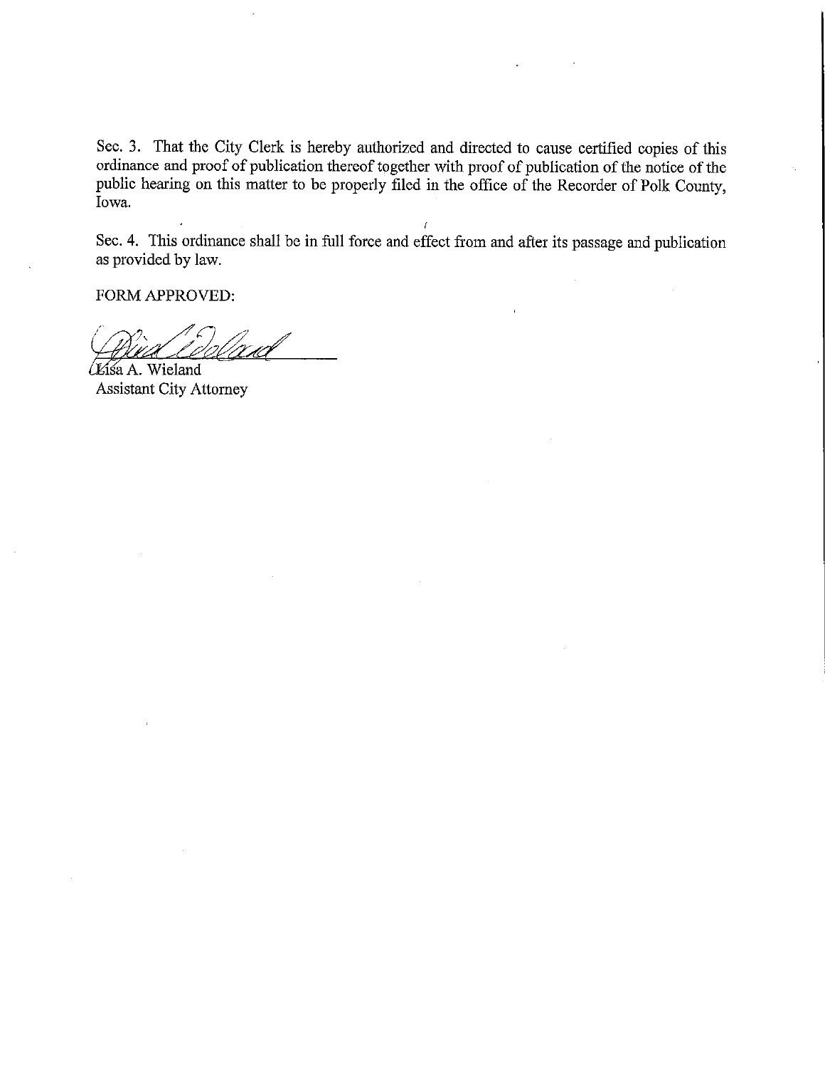Sec. 3. That the City Clerk is hereby authorized and directed to cause certified copies of this ordinance and proof of publication thereof together with proof of publication of the notice of the public hearing on this matter to be properly filed in the office of the Recorder of Polk County, Iowa.

Sec. 4. This ordinance shall be in full force and effect from and after its passage and publication as provided by law.

FORM APPROVED:

Lisa A. Wieland
Assistant City Attorney